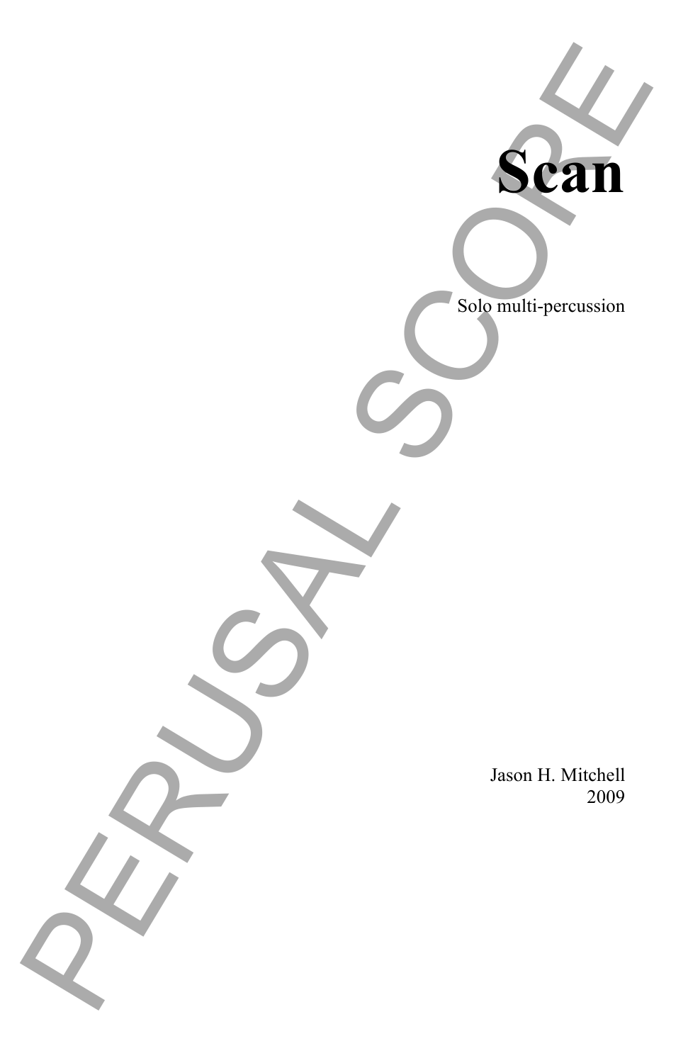# Scan

Solo multi-percussion

Jason H. Mitchell
2009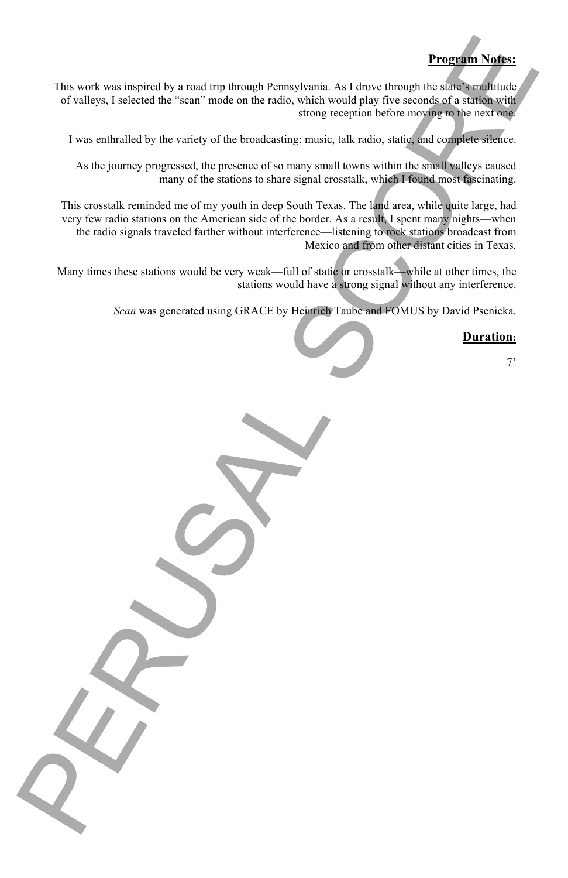## Program Notes:

This work was inspired by a road trip through Pennsylvania. As I drove through the state's multitude of valleys, I selected the "scan" mode on the radio, which would play five seconds of a station with strong reception before moving to the next one.

I was enthralled by the variety of the broadcasting: music, talk radio, static, and complete silence.

As the journey progressed, the presence of so many small towns within the small valleys caused many of the stations to share signal crosstalk, which I found most fascinating.

This crosstalk reminded me of my youth in deep South Texas. The land area, while quite large, had very few radio stations on the American side of the border. As a result, I spent many nights—when the radio signals traveled farther without interference—listening to rock stations broadcast from Mexico and from other distant cities in Texas.

Many times these stations would be very weak—full of static or crosstalk—while at other times, the stations would have a strong signal without any interference.

*Scan* was generated using GRACE by Heinrich Taube and FOMUS by David Psenicka.

## Duration:

7'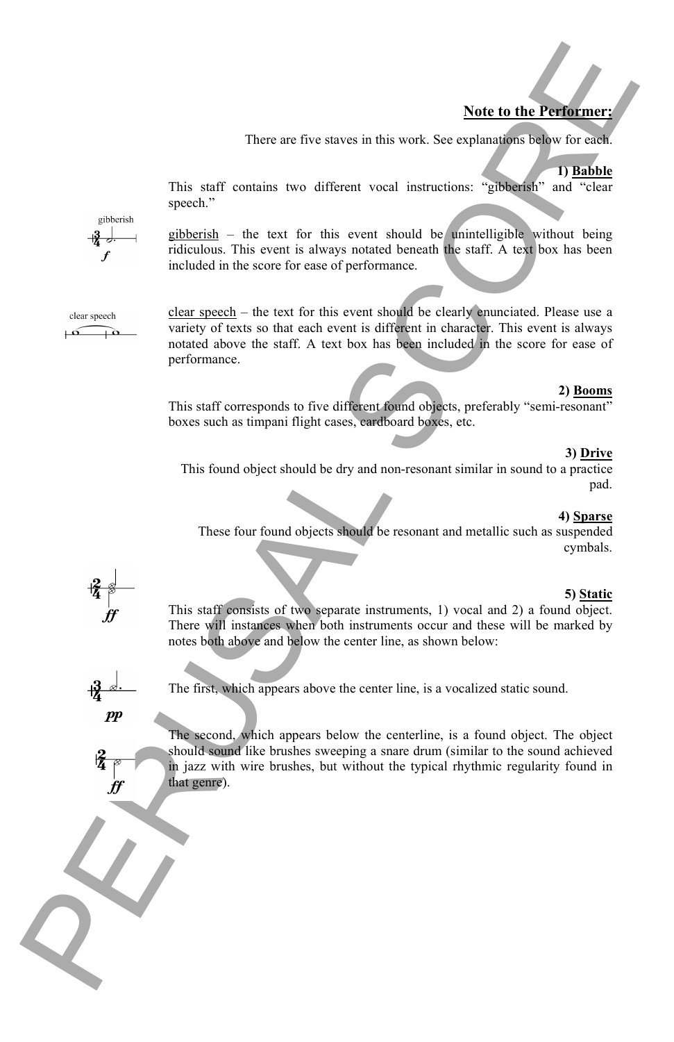## Note to the Performer:

There are five staves in this work. See explanations below for each.

### 1) Babble

This staff contains two different vocal instructions: "gibberish" and "clear speech."

gibberish – the text for this event should be unintelligible without being ridiculous. This event is always notated beneath the staff. A text box has been included in the score for ease of performance.

clear speech – the text for this event should be clearly enunciated. Please use a variety of texts so that each event is different in character. This event is always notated above the staff. A text box has been included in the score for ease of performance.

### 2) Booms

This staff corresponds to five different found objects, preferably "semi-resonant" boxes such as timpani flight cases, cardboard boxes, etc.

### 3) Drive

This found object should be dry and non-resonant similar in sound to a practice pad.

### 4) Sparse

These four found objects should be resonant and metallic such as suspended cymbals.

### 5) Static

This staff consists of two separate instruments, 1) vocal and 2) a found object. There will instances when both instruments occur and these will be marked by notes both above and below the center line, as shown below:

The first, which appears above the center line, is a vocalized static sound.

The second, which appears below the centerline, is a found object. The object should sound like brushes sweeping a snare drum (similar to the sound achieved in jazz with wire brushes, but without the typical rhythmic regularity found in that genre).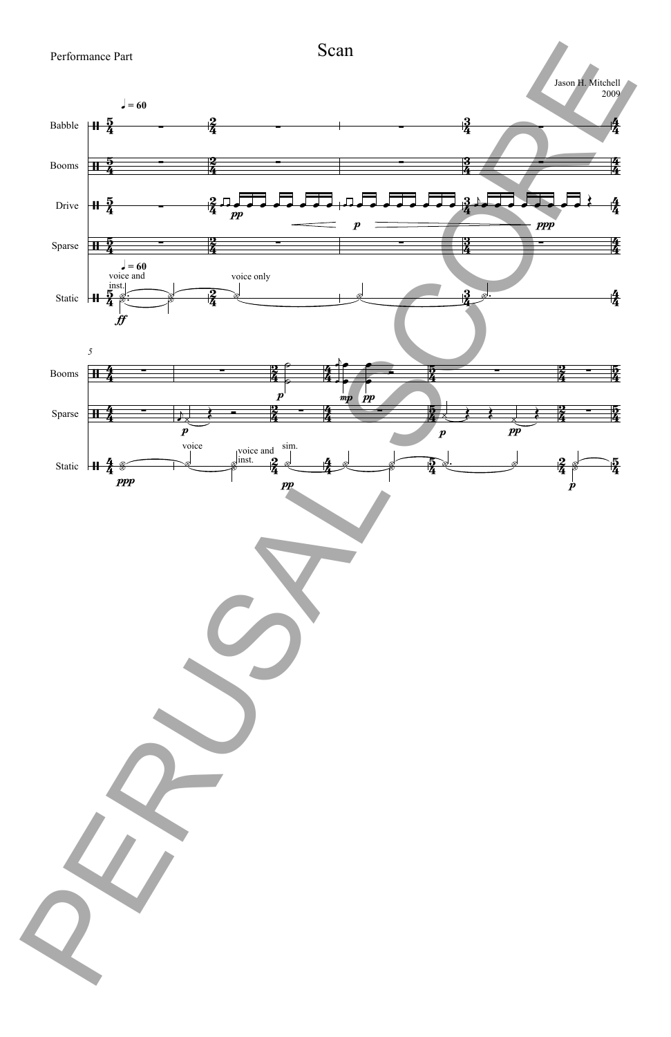Performance Part

# Scan

Jason H. Mitchell
2009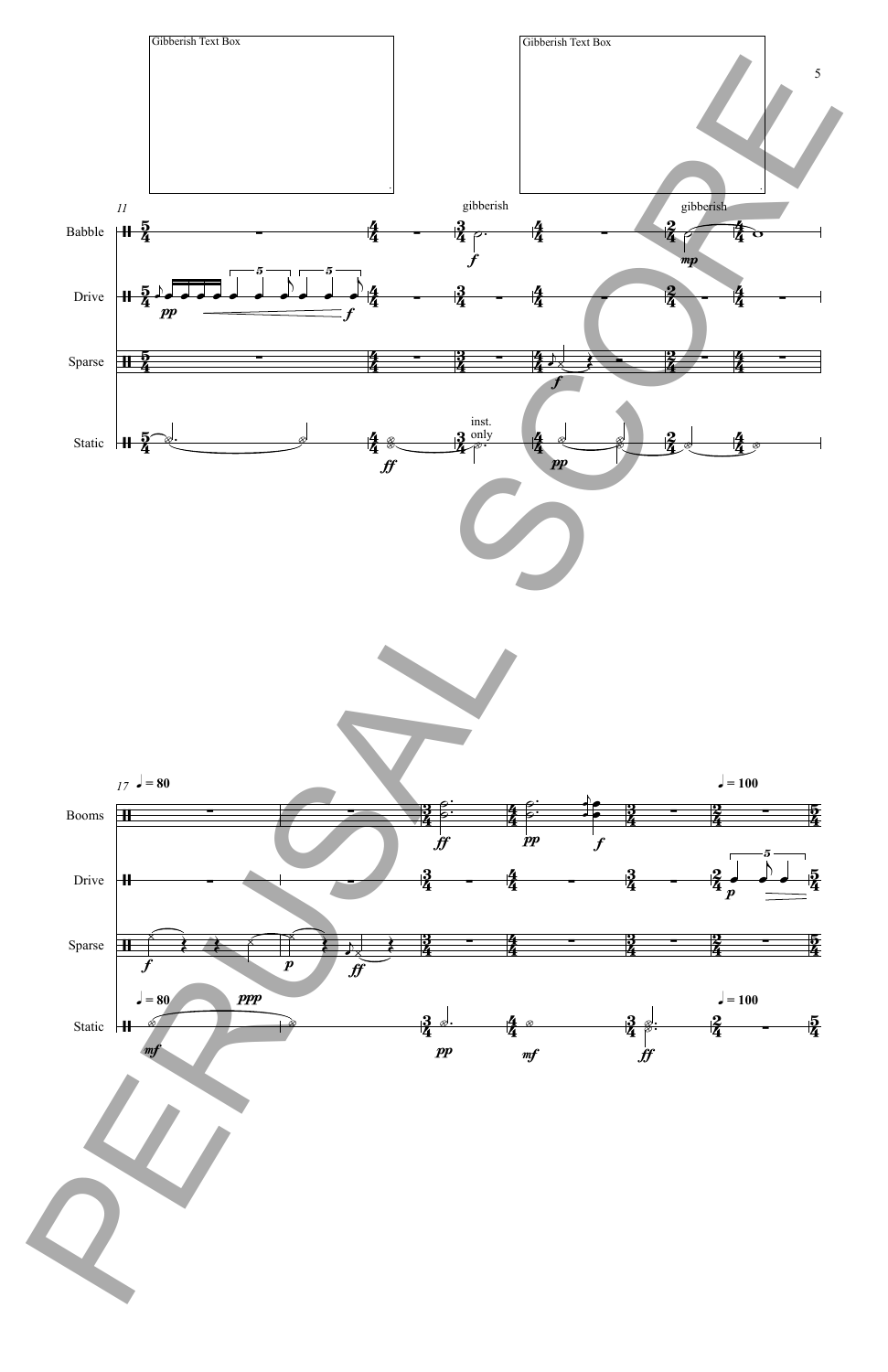Gibberish Text Box

Gibberish Text Box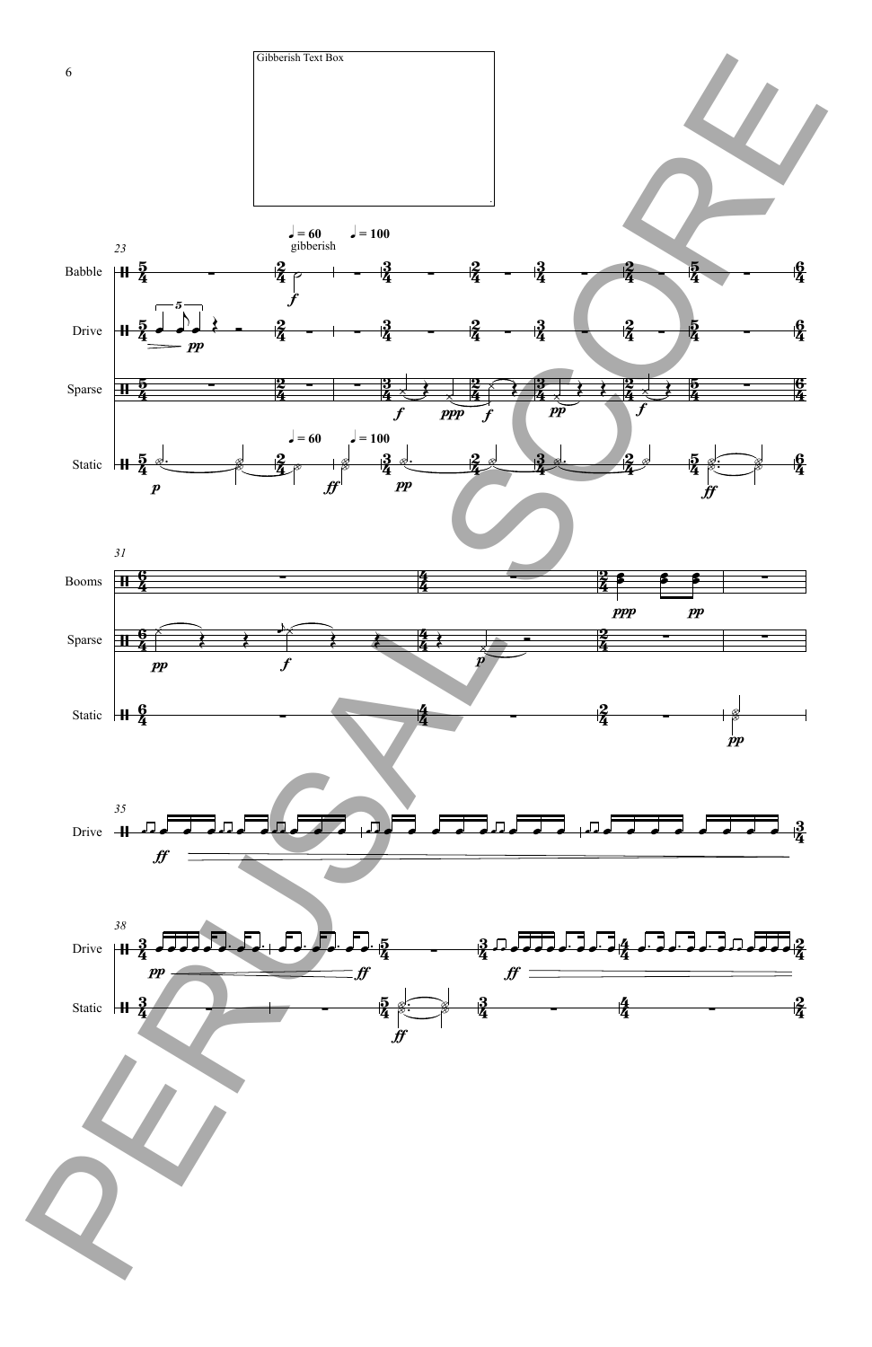Gibberish Text Box

PERUSAL SCORE